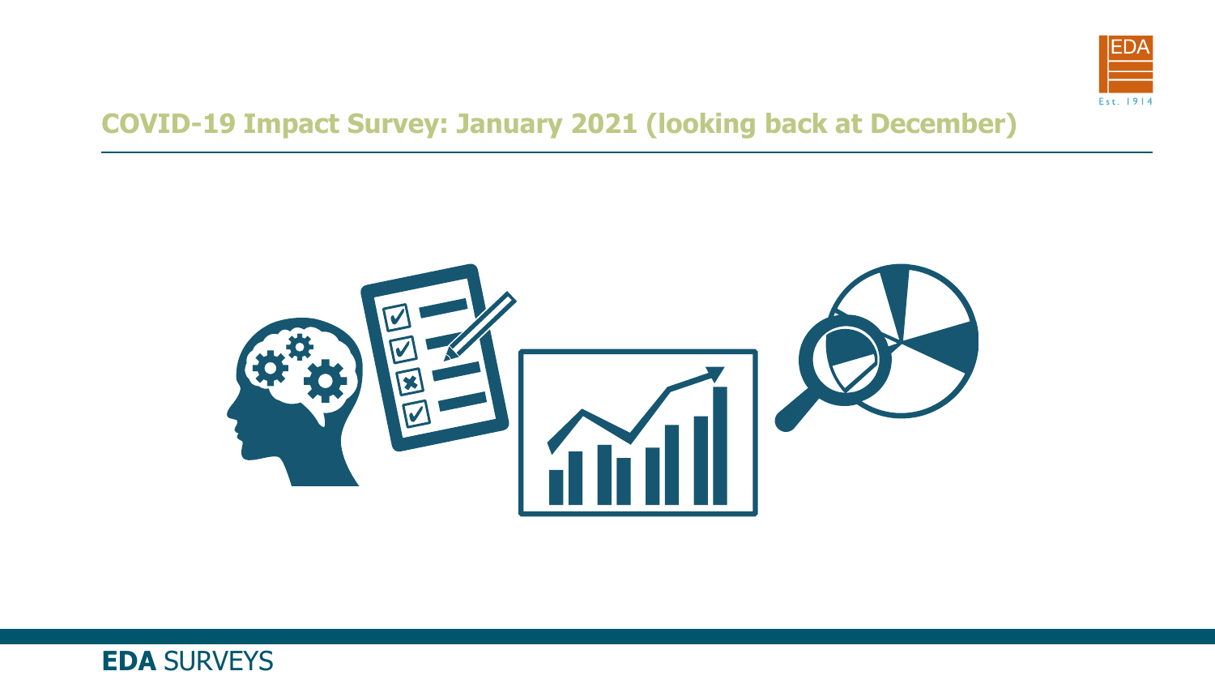# COVID-19 Impact Survey: January 2021 (looking back at December)

**EDA** SURVEYS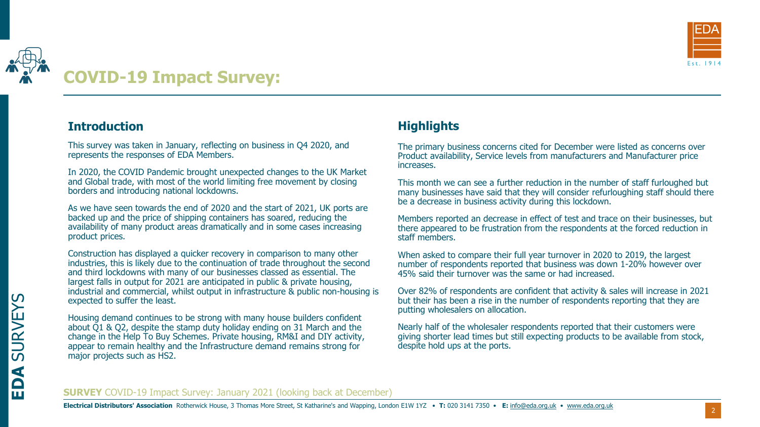# COVID-19 Impact Survey:

## Introduction

This survey was taken in January, reflecting on business in Q4 2020, and represents the responses of EDA Members.

In 2020, the COVID Pandemic brought unexpected changes to the UK Market and Global trade, with most of the world limiting free movement by closing borders and introducing national lockdowns.

As we have seen towards the end of 2020 and the start of 2021, UK ports are backed up and the price of shipping containers has soared, reducing the availability of many product areas dramatically and in some cases increasing product prices.

Construction has displayed a quicker recovery in comparison to many other industries, this is likely due to the continuation of trade throughout the second and third lockdowns with many of our businesses classed as essential. The largest falls in output for 2021 are anticipated in public & private housing, industrial and commercial, whilst output in infrastructure & public non-housing is expected to suffer the least.

Housing demand continues to be strong with many house builders confident about Q1 & Q2, despite the stamp duty holiday ending on 31 March and the change in the Help To Buy Schemes. Private housing, RM&I and DIY activity, appear to remain healthy and the Infrastructure demand remains strong for major projects such as HS2.

## Highlights

The primary business concerns cited for December were listed as concerns over Product availability, Service levels from manufacturers and Manufacturer price increases.

This month we can see a further reduction in the number of staff furloughed but many businesses have said that they will consider refurloughing staff should there be a decrease in business activity during this lockdown.

Members reported an decrease in effect of test and trace on their businesses, but there appeared to be frustration from the respondents at the forced reduction in staff members.

When asked to compare their full year turnover in 2020 to 2019, the largest number of respondents reported that business was down 1-20% however over 45% said their turnover was the same or had increased.

Over 82% of respondents are confident that activity & sales will increase in 2021 but their has been a rise in the number of respondents reporting that they are putting wholesalers on allocation.

Nearly half of the wholesaler respondents reported that their customers were giving shorter lead times but still expecting products to be available from stock, despite hold ups at the ports.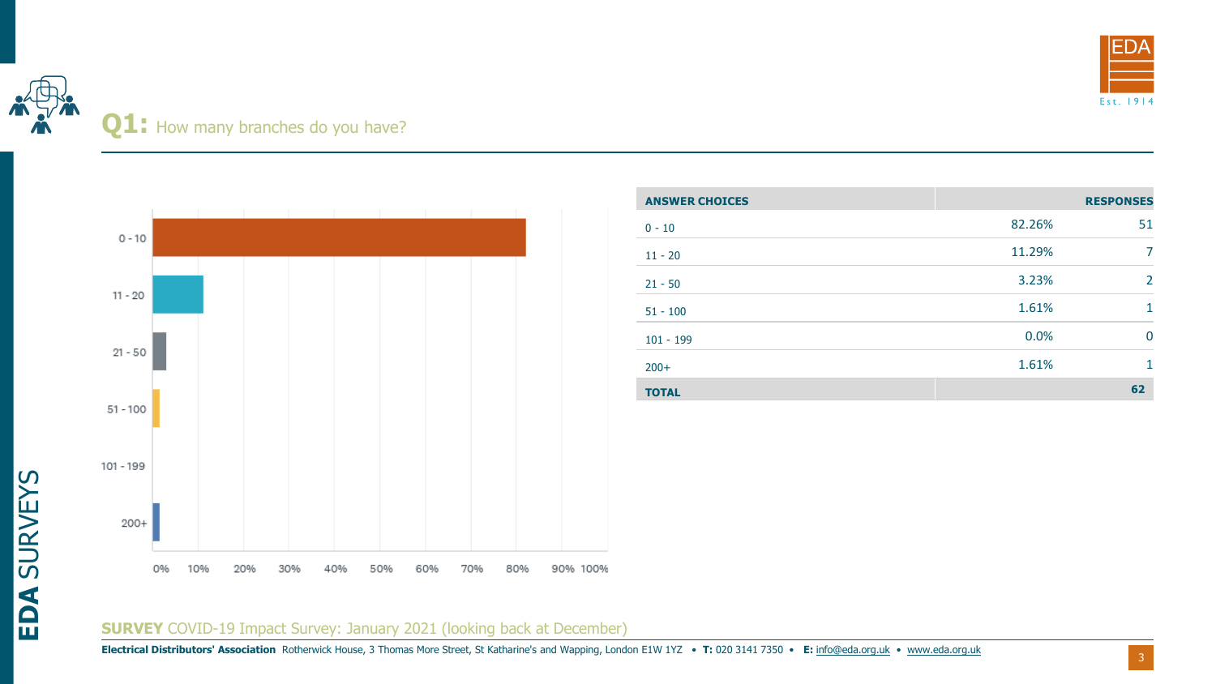## Q1: How many branches do you have?

| ANSWER CHOICES | RESPONSES | |
|---|---|---|
| 0 - 10 | 82.26% | 51 |
| 11 - 20 | 11.29% | 7 |
| 21 - 50 | 3.23% | 2 |
| 51 - 100 | 1.61% | 1 |
| 101 - 199 | 0.0% | 0 |
| 200+ | 1.61% | 1 |
| **TOTAL** | | **62** |

**SURVEY** COVID-19 Impact Survey: January 2021 (looking back at December)

**Electrical Distributors' Association** Rotherwick House, 3 Thomas More Street, St Katharine's and Wapping, London E1W 1YZ • **T:** 020 3141 7350 • **E:** info@eda.org.uk • www.eda.org.uk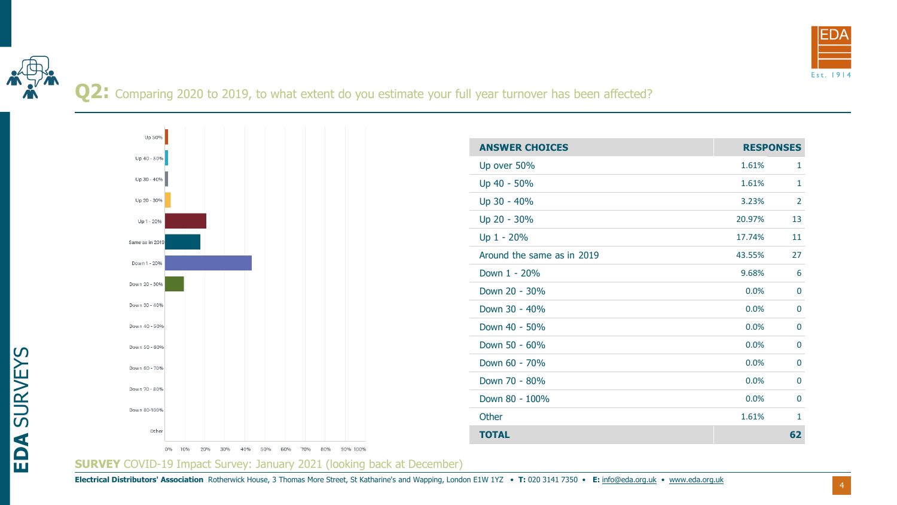## Q2: Comparing 2020 to 2019, to what extent do you estimate your full year turnover has been affected?

| ANSWER CHOICES | RESPONSES | |
|---|---|---|
| Up over 50% | 1.61% | 1 |
| Up 40 - 50% | 1.61% | 1 |
| Up 30 - 40% | 3.23% | 2 |
| Up 20 - 30% | 20.97% | 13 |
| Up 1 - 20% | 17.74% | 11 |
| Around the same as in 2019 | 43.55% | 27 |
| Down 1 - 20% | 9.68% | 6 |
| Down 20 - 30% | 0.0% | 0 |
| Down 30 - 40% | 0.0% | 0 |
| Down 40 - 50% | 0.0% | 0 |
| Down 50 - 60% | 0.0% | 0 |
| Down 60 - 70% | 0.0% | 0 |
| Down 70 - 80% | 0.0% | 0 |
| Down 80 - 100% | 0.0% | 0 |
| Other | 1.61% | 1 |
| **TOTAL** | | **62** |

**SURVEY** COVID-19 Impact Survey: January 2021 (looking back at December)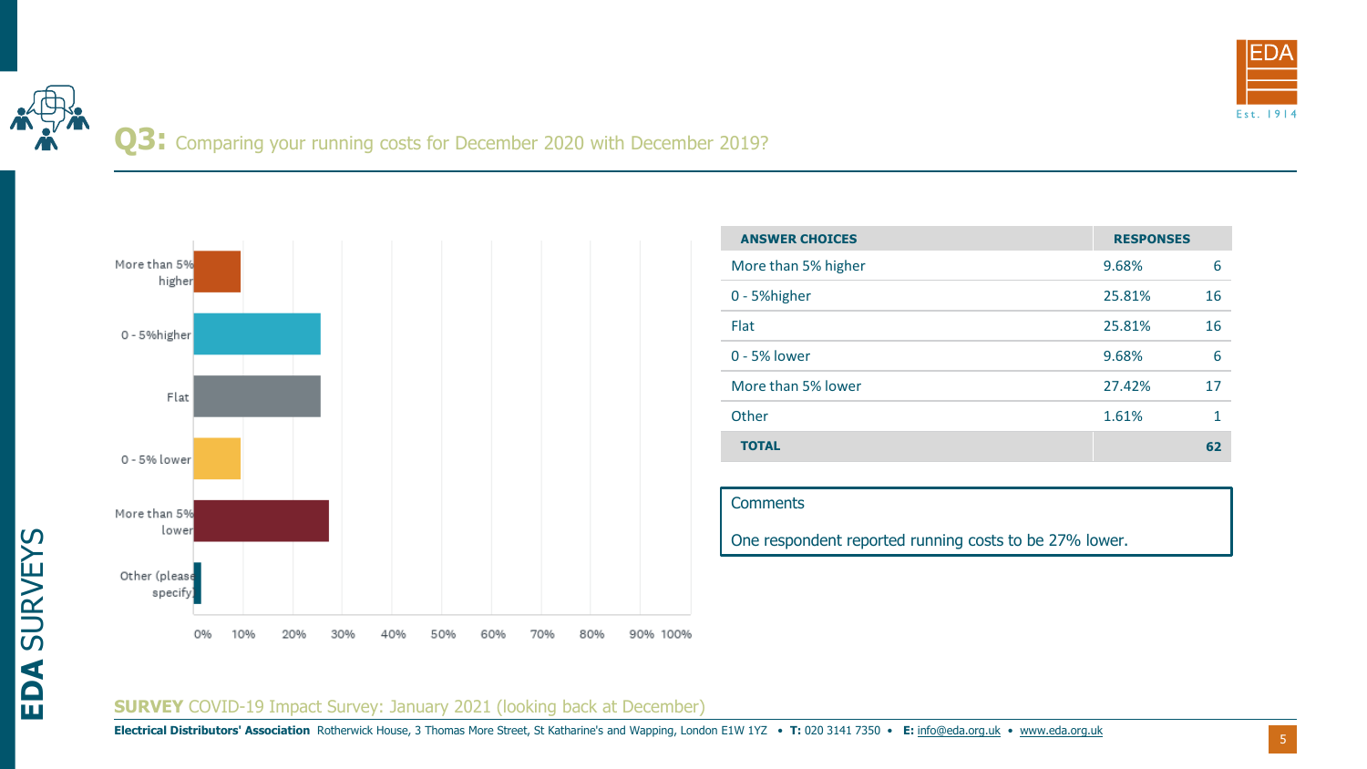## Q3: Comparing your running costs for December 2020 with December 2019?

| ANSWER CHOICES | RESPONSES | |
|---|---|---|
| More than 5% higher | 9.68% | 6 |
| 0 - 5%higher | 25.81% | 16 |
| Flat | 25.81% | 16 |
| 0 - 5% lower | 9.68% | 6 |
| More than 5% lower | 27.42% | 17 |
| Other | 1.61% | 1 |
| **TOTAL** | | **62** |

**Comments**

One respondent reported running costs to be 27% lower.

**SURVEY** COVID-19 Impact Survey: January 2021 (looking back at December)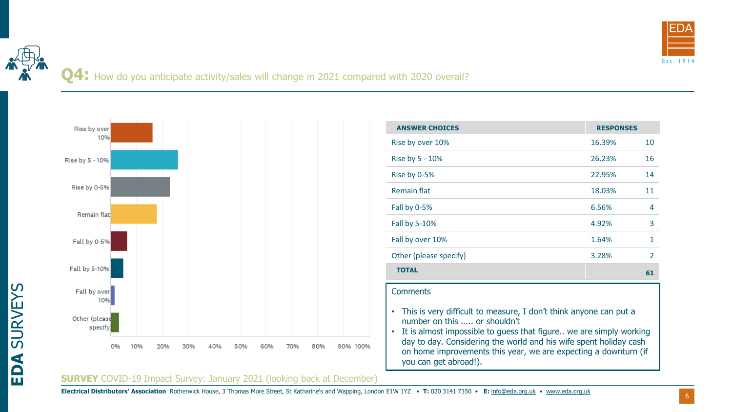## Q4: How do you anticipate activity/sales will change in 2021 compared with 2020 overall?

| ANSWER CHOICES | RESPONSES | |
|---|---|---|
| Rise by over 10% | 16.39% | 10 |
| Rise by 5 - 10% | 26.23% | 16 |
| Rise by 0-5% | 22.95% | 14 |
| Remain flat | 18.03% | 11 |
| Fall by 0-5% | 6.56% | 4 |
| Fall by 5-10% | 4.92% | 3 |
| Fall by over 10% | 1.64% | 1 |
| Other (please specify) | 3.28% | 2 |
| **TOTAL** | | **61** |

**Comments**

- This is very difficult to measure, I don't think anyone can put a number on this ..... or shouldn't
- It is almost impossible to guess that figure.. we are simply working day to day. Considering the world and his wife spent holiday cash on home improvements this year, we are expecting a downturn (if you can get abroad!).

**SURVEY** COVID-19 Impact Survey: January 2021 (looking back at December)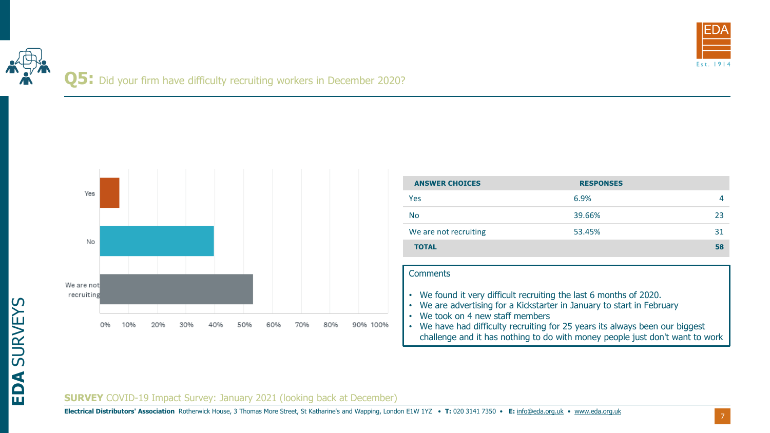## Q5: Did your firm have difficulty recruiting workers in December 2020?

| ANSWER CHOICES | RESPONSES | |
|---|---|---|
| Yes | 6.9% | 4 |
| No | 39.66% | 23 |
| We are not recruiting | 53.45% | 31 |
| **TOTAL** | | **58** |

**Comments**

- We found it very difficult recruiting the last 6 months of 2020.
- We are advertising for a Kickstarter in January to start in February
- We took on 4 new staff members
- We have had difficulty recruiting for 25 years its always been our biggest challenge and it has nothing to do with money people just don't want to work

**SURVEY** COVID-19 Impact Survey: January 2021 (looking back at December)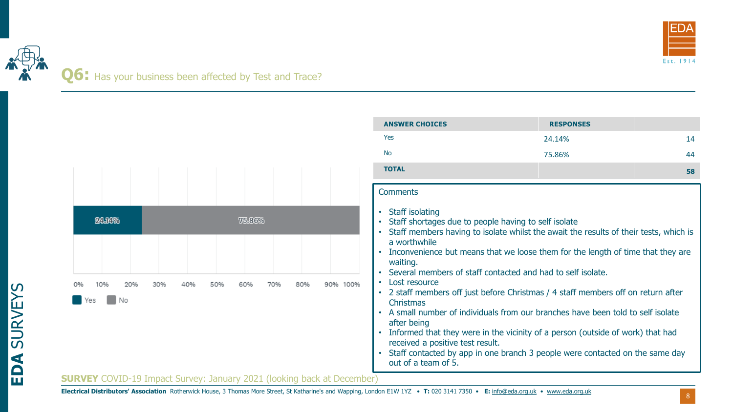## Q6: Has your business been affected by Test and Trace?

| ANSWER CHOICES | RESPONSES | |
|---|---|---|
| Yes | 24.14% | 14 |
| No | 75.86% | 44 |
| **TOTAL** | | **58** |

24.14%
75.86%

0% 10% 20% 30% 40% 50% 60% 70% 80% 90% 100%

Yes No

### Comments

- Staff isolating
- Staff shortages due to people having to self isolate
- Staff members having to isolate whilst the await the results of their tests, which is a worthwhile
- Inconvenience but means that we loose them for the length of time that they are waiting.
- Several members of staff contacted and had to self isolate.
- Lost resource
- 2 staff members off just before Christmas / 4 staff members off on return after Christmas
- A small number of individuals from our branches have been told to self isolate after being
- Informed that they were in the vicinity of a person (outside of work) that had received a positive test result.
- Staff contacted by app in one branch 3 people were contacted on the same day out of a team of 5.

**SURVEY** COVID-19 Impact Survey: January 2021 (looking back at December)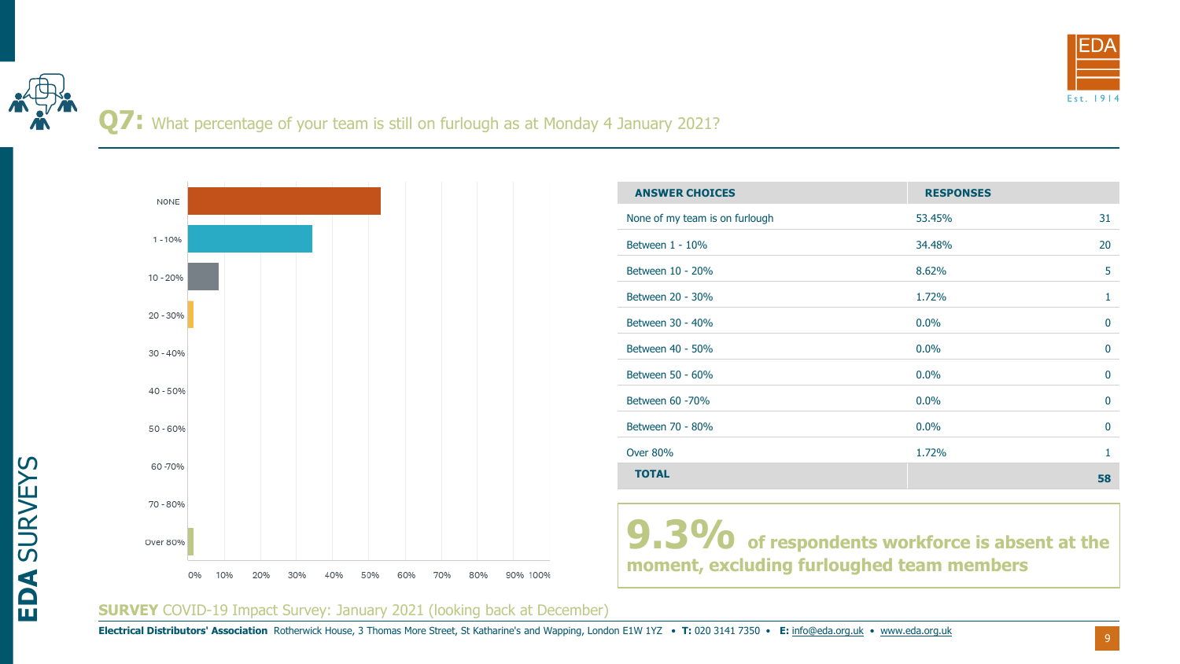## Q7: What percentage of your team is still on furlough as at Monday 4 January 2021?

| ANSWER CHOICES | RESPONSES | |
|---|---|---|
| None of my team is on furlough | 53.45% | 31 |
| Between 1 - 10% | 34.48% | 20 |
| Between 10 - 20% | 8.62% | 5 |
| Between 20 - 30% | 1.72% | 1 |
| Between 30 - 40% | 0.0% | 0 |
| Between 40 - 50% | 0.0% | 0 |
| Between 50 - 60% | 0.0% | 0 |
| Between 60 -70% | 0.0% | 0 |
| Between 70 - 80% | 0.0% | 0 |
| Over 80% | 1.72% | 1 |
| **TOTAL** | | **58** |

**9.3% of respondents workforce is absent at the moment, excluding furloughed team members**

**SURVEY** COVID-19 Impact Survey: January 2021 (looking back at December)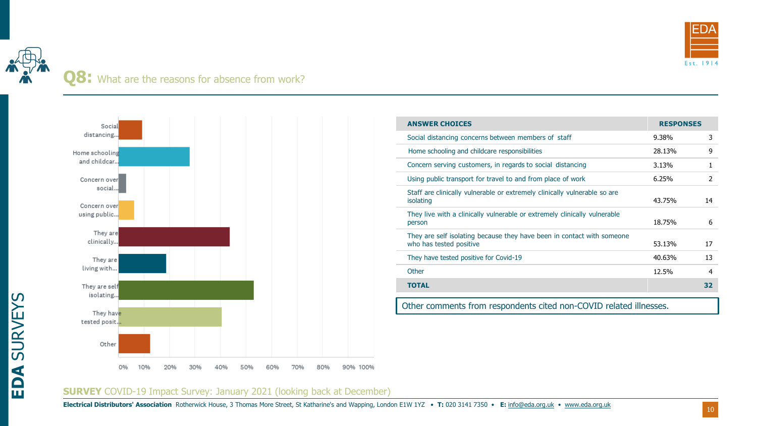## Q8: What are the reasons for absence from work?

| ANSWER CHOICES | RESPONSES | |
|---|---|---|
| Social distancing concerns between members of staff | 9.38% | 3 |
| Home schooling and childcare responsibilities | 28.13% | 9 |
| Concern serving customers, in regards to social distancing | 3.13% | 1 |
| Using public transport for travel to and from place of work | 6.25% | 2 |
| Staff are clinically vulnerable or extremely clinically vulnerable so are isolating | 43.75% | 14 |
| They live with a clinically vulnerable or extremely clinically vulnerable person | 18.75% | 6 |
| They are self isolating because they have been in contact with someone who has tested positive | 53.13% | 17 |
| They have tested positive for Covid-19 | 40.63% | 13 |
| Other | 12.5% | 4 |
| **TOTAL** | | **32** |

Other comments from respondents cited non-COVID related illnesses.

**SURVEY** COVID-19 Impact Survey: January 2021 (looking back at December)

**Electrical Distributors' Association** Rotherwick House, 3 Thomas More Street, St Katharine's and Wapping, London E1W 1YZ • **T:** 020 3141 7350 • **E:** info@eda.org.uk • www.eda.org.uk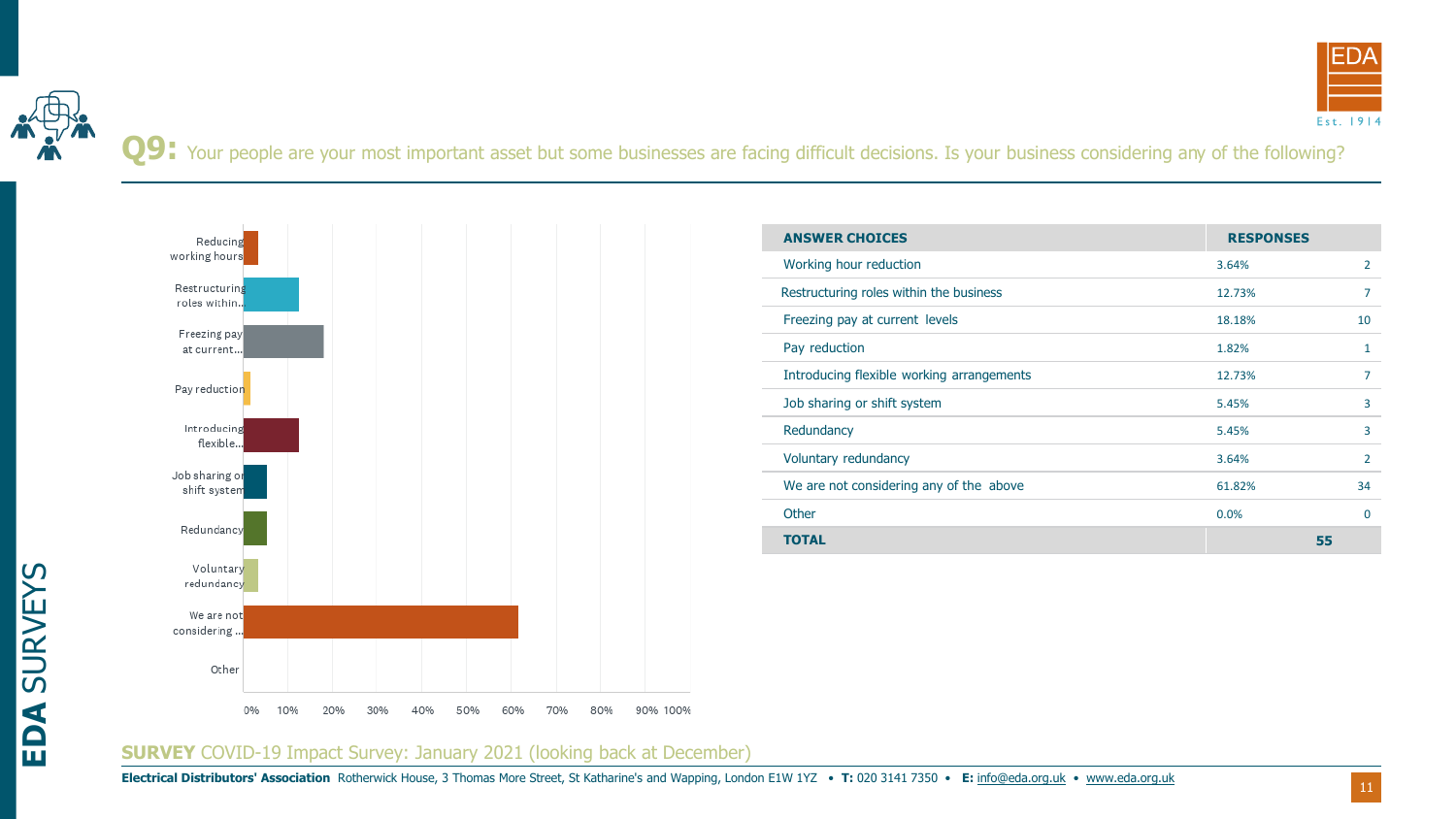## Q9: Your people are your most important asset but some businesses are facing difficult decisions. Is your business considering any of the following?

| ANSWER CHOICES | RESPONSES | |
|---|---|---|
| Working hour reduction | 3.64% | 2 |
| Restructuring roles within the business | 12.73% | 7 |
| Freezing pay at current levels | 18.18% | 10 |
| Pay reduction | 1.82% | 1 |
| Introducing flexible working arrangements | 12.73% | 7 |
| Job sharing or shift system | 5.45% | 3 |
| Redundancy | 5.45% | 3 |
| Voluntary redundancy | 3.64% | 2 |
| We are not considering any of the above | 61.82% | 34 |
| Other | 0.0% | 0 |
| **TOTAL** | | **55** |

**SURVEY** COVID-19 Impact Survey: January 2021 (looking back at December)

**Electrical Distributors' Association** Rotherwick House, 3 Thomas More Street, St Katharine's and Wapping, London E1W 1YZ • **T:** 020 3141 7350 • **E:** info@eda.org.uk • www.eda.org.uk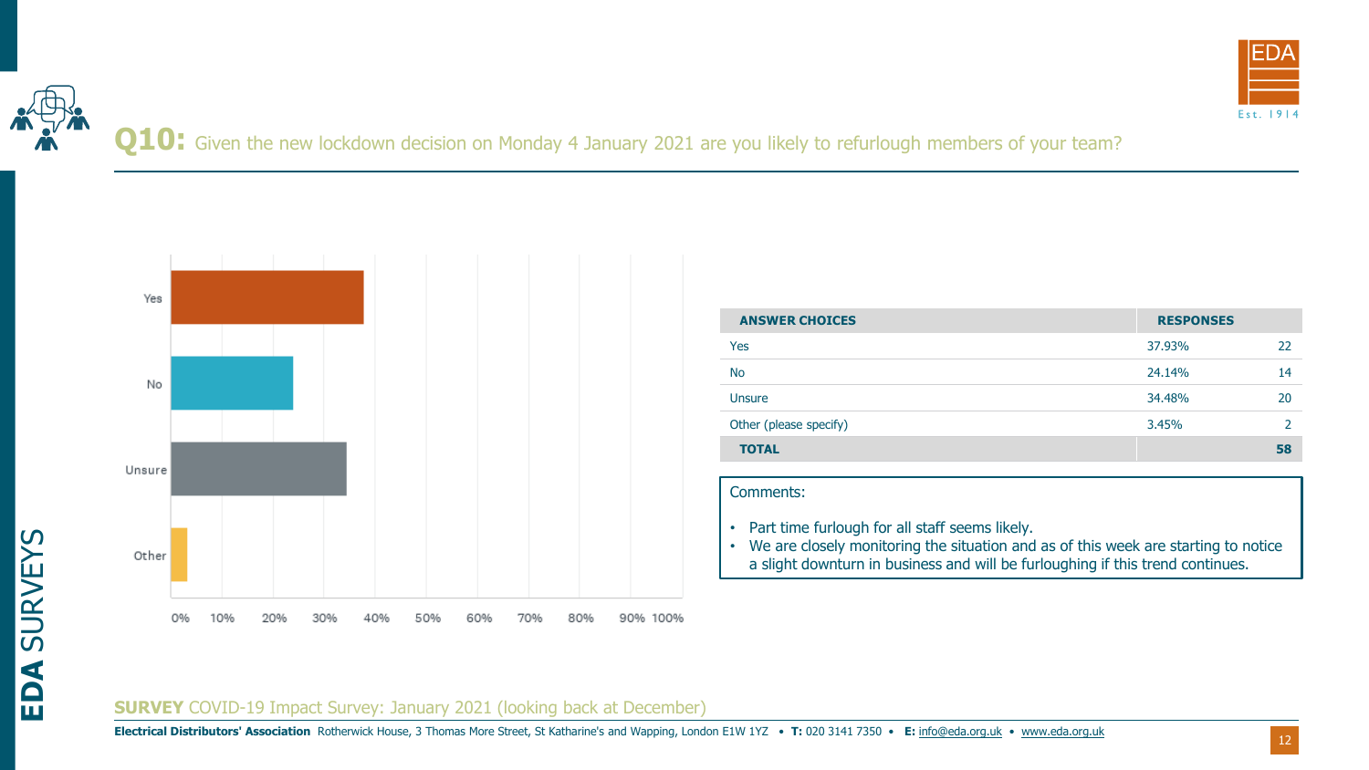## Q10: Given the new lockdown decision on Monday 4 January 2021 are you likely to refurlough members of your team?

| ANSWER CHOICES | RESPONSES | |
|---|---|---|
| Yes | 37.93% | 22 |
| No | 24.14% | 14 |
| Unsure | 34.48% | 20 |
| Other (please specify) | 3.45% | 2 |
| **TOTAL** | | **58** |

Comments:

- Part time furlough for all staff seems likely.
- We are closely monitoring the situation and as of this week are starting to notice a slight downturn in business and will be furloughing if this trend continues.

**SURVEY** COVID-19 Impact Survey: January 2021 (looking back at December)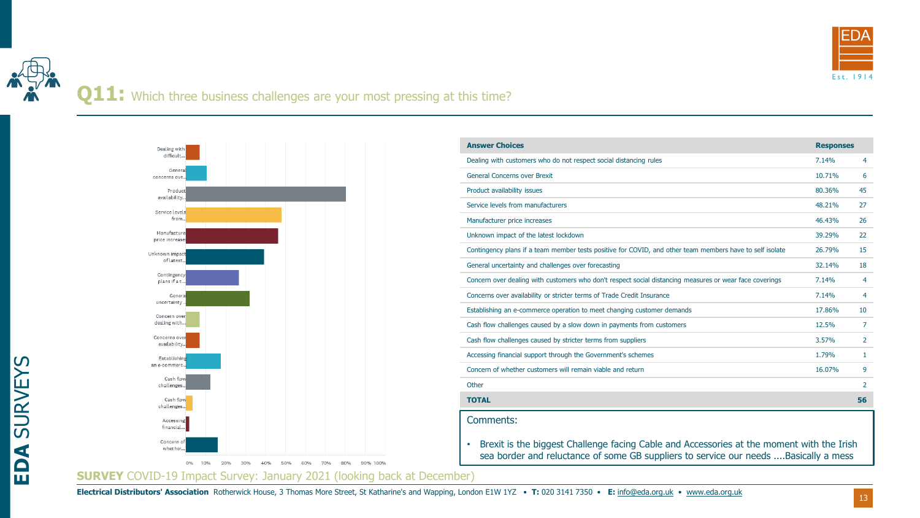## Q11: Which three business challenges are your most pressing at this time?

| Answer Choices | Responses | |
|---|---|---|
| Dealing with customers who do not respect social distancing rules | 7.14% | 4 |
| General Concerns over Brexit | 10.71% | 6 |
| Product availability issues | 80.36% | 45 |
| Service levels from manufacturers | 48.21% | 27 |
| Manufacturer price increases | 46.43% | 26 |
| Unknown impact of the latest lockdown | 39.29% | 22 |
| Contingency plans if a team member tests positive for COVID, and other team members have to self isolate | 26.79% | 15 |
| General uncertainty and challenges over forecasting | 32.14% | 18 |
| Concern over dealing with customers who don't respect social distancing measures or wear face coverings | 7.14% | 4 |
| Concerns over availability or stricter terms of Trade Credit Insurance | 7.14% | 4 |
| Establishing an e-commerce operation to meet changing customer demands | 17.86% | 10 |
| Cash flow challenges caused by a slow down in payments from customers | 12.5% | 7 |
| Cash flow challenges caused by stricter terms from suppliers | 3.57% | 2 |
| Accessing financial support through the Government's schemes | 1.79% | 1 |
| Concern of whether customers will remain viable and return | 16.07% | 9 |
| Other | | 2 |
| **TOTAL** | | **56** |

Comments:

- Brexit is the biggest Challenge facing Cable and Accessories at the moment with the Irish sea border and reluctance of some GB suppliers to service our needs ....Basically a mess

**SURVEY** COVID-19 Impact Survey: January 2021 (looking back at December)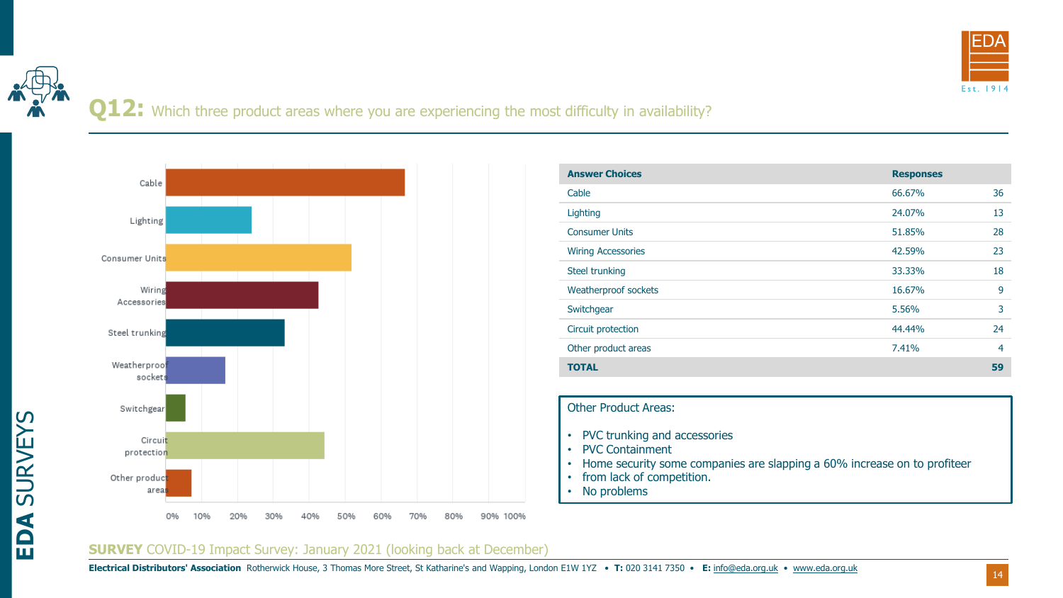## Q12: Which three product areas where you are experiencing the most difficulty in availability?

| Answer Choices | Responses | |
|---|---|---|
| Cable | 66.67% | 36 |
| Lighting | 24.07% | 13 |
| Consumer Units | 51.85% | 28 |
| Wiring Accessories | 42.59% | 23 |
| Steel trunking | 33.33% | 18 |
| Weatherproof sockets | 16.67% | 9 |
| Switchgear | 5.56% | 3 |
| Circuit protection | 44.44% | 24 |
| Other product areas | 7.41% | 4 |
| **TOTAL** | | **59** |

Other Product Areas:

- PVC trunking and accessories
- PVC Containment
- Home security some companies are slapping a 60% increase on to profiteer
- from lack of competition.
- No problems

**SURVEY** COVID-19 Impact Survey: January 2021 (looking back at December)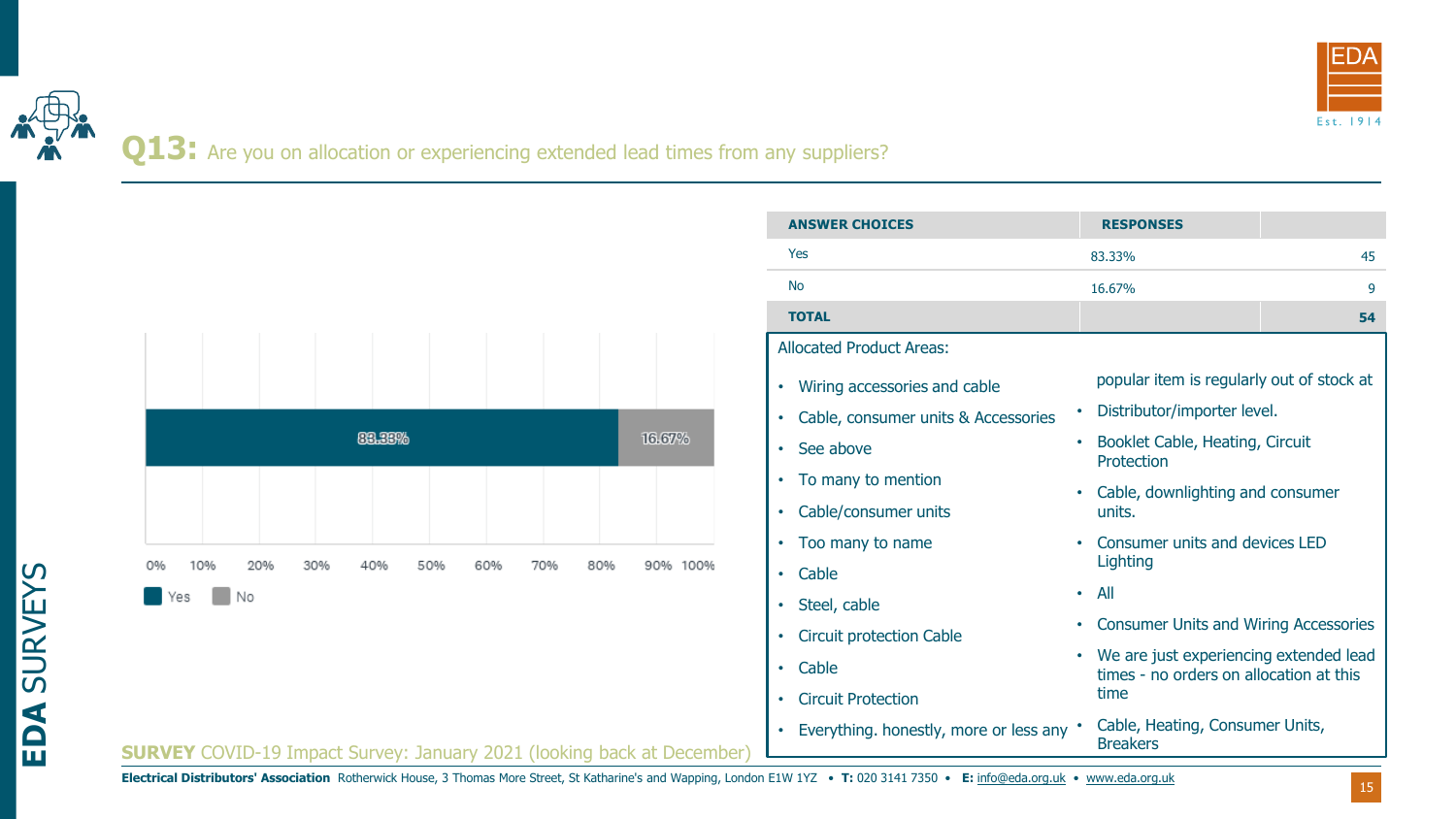## Q13: Are you on allocation or experiencing extended lead times from any suppliers?

| ANSWER CHOICES | RESPONSES | |
|---|---|---|
| Yes | 83.33% | 45 |
| No | 16.67% | 9 |
| **TOTAL** | | **54** |

Yes 83.33% | No 16.67%

Allocated Product Areas:

- Wiring accessories and cable
- Cable, consumer units & Accessories
- See above
- To many to mention
- Cable/consumer units
- Too many to name
- Cable
- Steel, cable
- Circuit protection Cable
- Cable
- Circuit Protection
- Everything. honestly, more or less any popular item is regularly out of stock at Distributor/importer level.
- Booklet Cable, Heating, Circuit Protection
- Cable, downlighting and consumer units.
- Consumer units and devices LED Lighting
- All
- Consumer Units and Wiring Accessories
- We are just experiencing extended lead times - no orders on allocation at this time
- Cable, Heating, Consumer Units, Breakers

**SURVEY** COVID-19 Impact Survey: January 2021 (looking back at December)

**Electrical Distributors' Association** Rotherwick House, 3 Thomas More Street, St Katharine's and Wapping, London E1W 1YZ • **T:** 020 3141 7350 • **E:** info@eda.org.uk • www.eda.org.uk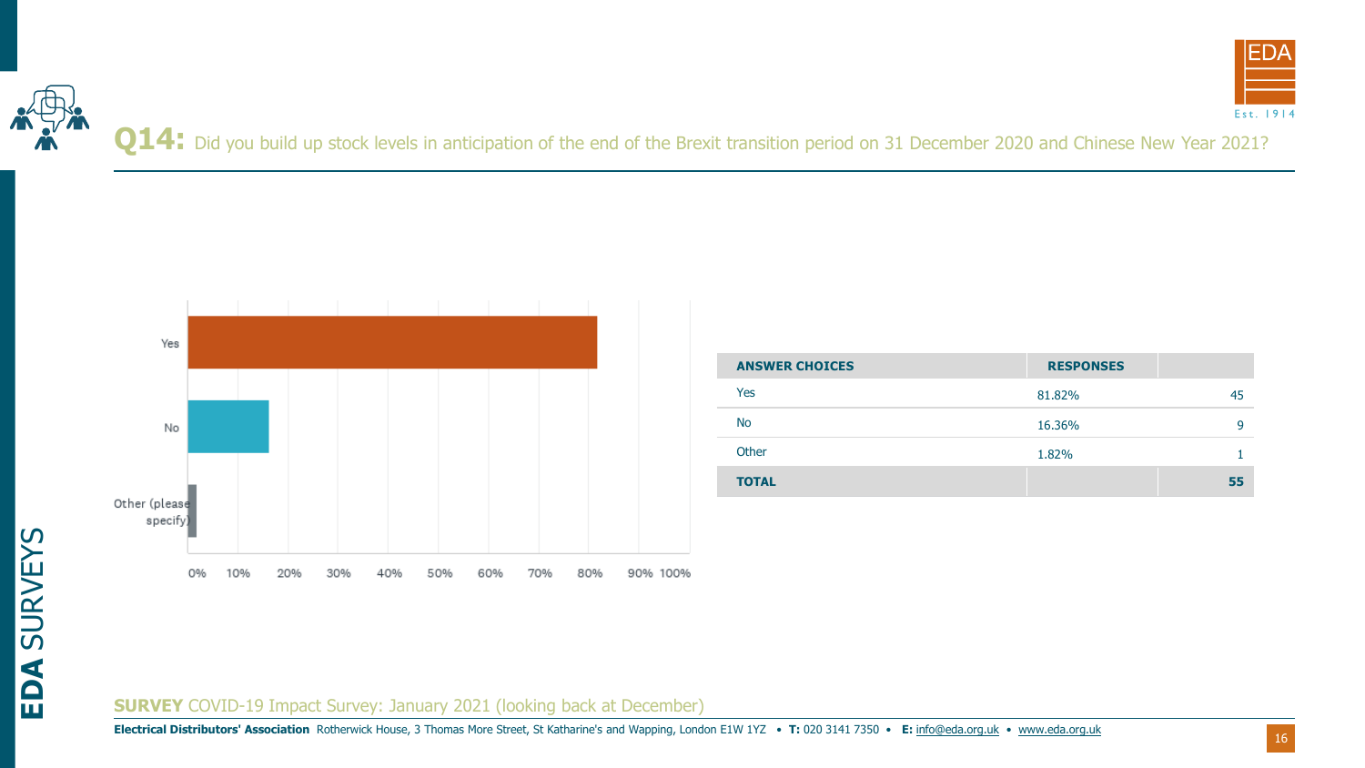## Q14: Did you build up stock levels in anticipation of the end of the Brexit transition period on 31 December 2020 and Chinese New Year 2021?

| ANSWER CHOICES | RESPONSES | |
|---|---|---|
| Yes | 81.82% | 45 |
| No | 16.36% | 9 |
| Other | 1.82% | 1 |
| **TOTAL** | | **55** |

**SURVEY** COVID-19 Impact Survey: January 2021 (looking back at December)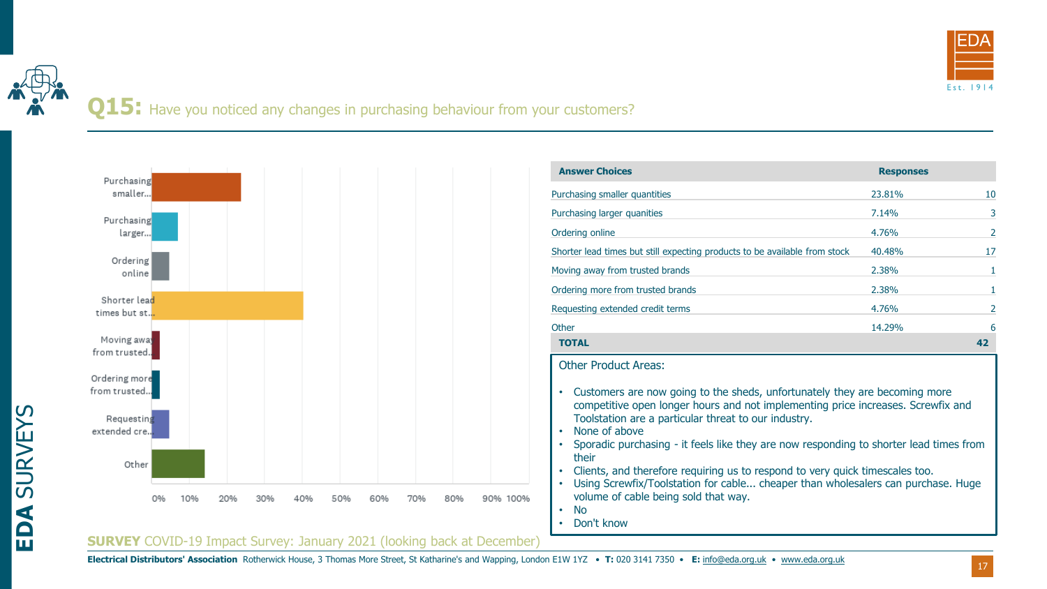# Q15: Have you noticed any changes in purchasing behaviour from your customers?

| Answer Choices | Responses | |
|---|---|---|
| Purchasing smaller quantities | 23.81% | 10 |
| Purchasing larger quanities | 7.14% | 3 |
| Ordering online | 4.76% | 2 |
| Shorter lead times but still expecting products to be available from stock | 40.48% | 17 |
| Moving away from trusted brands | 2.38% | 1 |
| Ordering more from trusted brands | 2.38% | 1 |
| Requesting extended credit terms | 4.76% | 2 |
| Other | 14.29% | 6 |
| **TOTAL** | | **42** |

Other Product Areas:

- Customers are now going to the sheds, unfortunately they are becoming more competitive open longer hours and not implementing price increases. Screwfix and Toolstation are a particular threat to our industry.
- None of above
- Sporadic purchasing - it feels like they are now responding to shorter lead times from their
- Clients, and therefore requiring us to respond to very quick timescales too.
- Using Screwfix/Toolstation for cable... cheaper than wholesalers can purchase. Huge volume of cable being sold that way.
- No
- Don't know

**SURVEY** COVID-19 Impact Survey: January 2021 (looking back at December)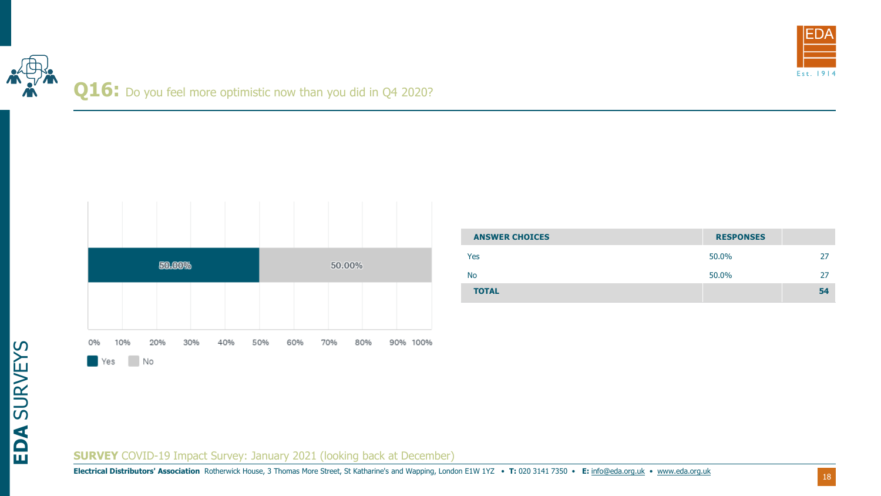## Q16: Do you feel more optimistic now than you did in Q4 2020?

| Answer | Percentage |
|---|---|
| Yes | 50.00% |
| No | 50.00% |

| ANSWER CHOICES | RESPONSES | |
|---|---|---|
| Yes | 50.0% | 27 |
| No | 50.0% | 27 |
| **TOTAL** | | **54** |

**SURVEY** COVID-19 Impact Survey: January 2021 (looking back at December)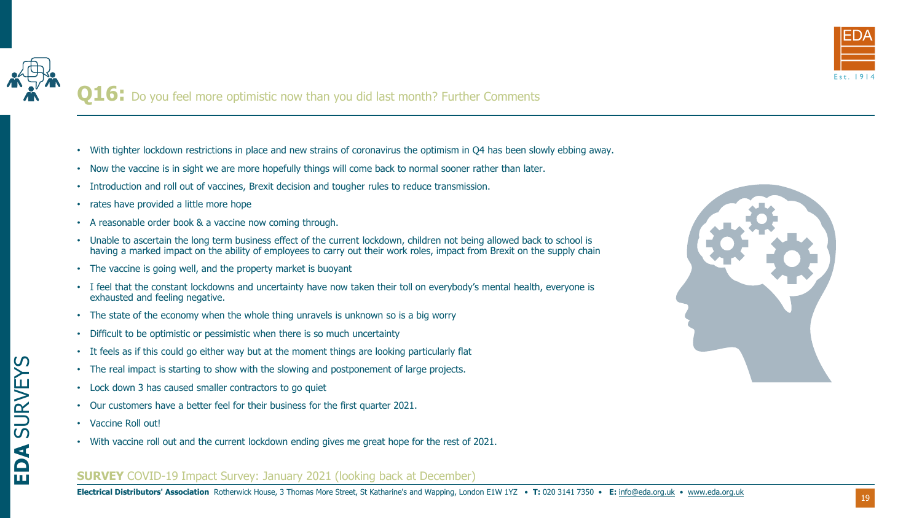## Q16: Do you feel more optimistic now than you did last month? Further Comments

- With tighter lockdown restrictions in place and new strains of coronavirus the optimism in Q4 has been slowly ebbing away.
- Now the vaccine is in sight we are more hopefully things will come back to normal sooner rather than later.
- Introduction and roll out of vaccines, Brexit decision and tougher rules to reduce transmission.
- rates have provided a little more hope
- A reasonable order book & a vaccine now coming through.
- Unable to ascertain the long term business effect of the current lockdown, children not being allowed back to school is having a marked impact on the ability of employees to carry out their work roles, impact from Brexit on the supply chain
- The vaccine is going well, and the property market is buoyant
- I feel that the constant lockdowns and uncertainty have now taken their toll on everybody's mental health, everyone is exhausted and feeling negative.
- The state of the economy when the whole thing unravels is unknown so is a big worry
- Difficult to be optimistic or pessimistic when there is so much uncertainty
- It feels as if this could go either way but at the moment things are looking particularly flat
- The real impact is starting to show with the slowing and postponement of large projects.
- Lock down 3 has caused smaller contractors to go quiet
- Our customers have a better feel for their business for the first quarter 2021.
- Vaccine Roll out!
- With vaccine roll out and the current lockdown ending gives me great hope for the rest of 2021.

**SURVEY** COVID-19 Impact Survey: January 2021 (looking back at December)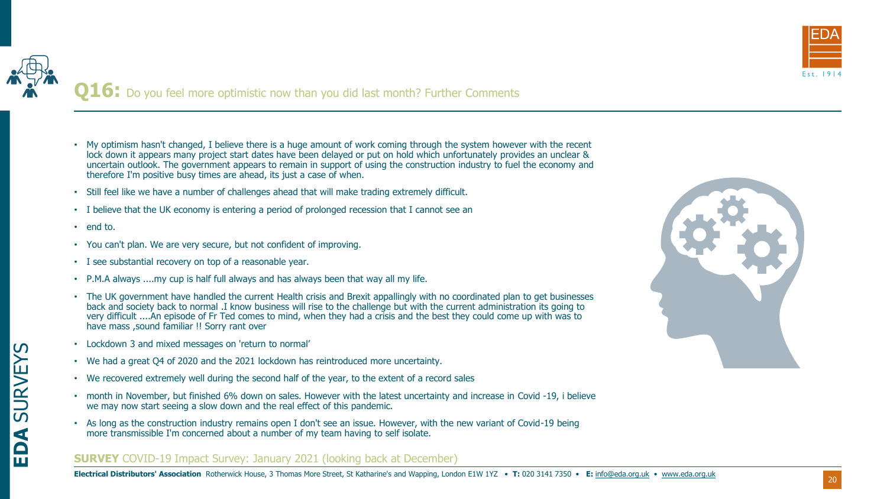## Q16: Do you feel more optimistic now than you did last month? Further Comments

- My optimism hasn't changed, I believe there is a huge amount of work coming through the system however with the recent lock down it appears many project start dates have been delayed or put on hold which unfortunately provides an unclear & uncertain outlook. The government appears to remain in support of using the construction industry to fuel the economy and therefore I'm positive busy times are ahead, its just a case of when.
- Still feel like we have a number of challenges ahead that will make trading extremely difficult.
- I believe that the UK economy is entering a period of prolonged recession that I cannot see an
- end to.
- You can't plan. We are very secure, but not confident of improving.
- I see substantial recovery on top of a reasonable year.
- P.M.A always ....my cup is half full always and has always been that way all my life.
- The UK government have handled the current Health crisis and Brexit appallingly with no coordinated plan to get businesses back and society back to normal .I know business will rise to the challenge but with the current administration its going to very difficult ....An episode of Fr Ted comes to mind, when they had a crisis and the best they could come up with was to have mass ,sound familiar !! Sorry rant over
- Lockdown 3 and mixed messages on 'return to normal'
- We had a great Q4 of 2020 and the 2021 lockdown has reintroduced more uncertainty.
- We recovered extremely well during the second half of the year, to the extent of a record sales
- month in November, but finished 6% down on sales. However with the latest uncertainty and increase in Covid -19, i believe we may now start seeing a slow down and the real effect of this pandemic.
- As long as the construction industry remains open I don't see an issue. However, with the new variant of Covid-19 being more transmissible I'm concerned about a number of my team having to self isolate.

**SURVEY** COVID-19 Impact Survey: January 2021 (looking back at December)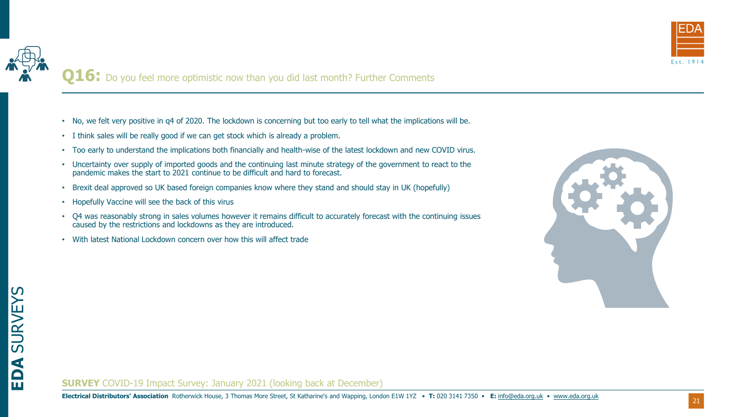## Q16: Do you feel more optimistic now than you did last month? Further Comments

- No, we felt very positive in q4 of 2020. The lockdown is concerning but too early to tell what the implications will be.
- I think sales will be really good if we can get stock which is already a problem.
- Too early to understand the implications both financially and health-wise of the latest lockdown and new COVID virus.
- Uncertainty over supply of imported goods and the continuing last minute strategy of the government to react to the pandemic makes the start to 2021 continue to be difficult and hard to forecast.
- Brexit deal approved so UK based foreign companies know where they stand and should stay in UK (hopefully)
- Hopefully Vaccine will see the back of this virus
- Q4 was reasonably strong in sales volumes however it remains difficult to accurately forecast with the continuing issues caused by the restrictions and lockdowns as they are introduced.
- With latest National Lockdown concern over how this will affect trade

**SURVEY** COVID-19 Impact Survey: January 2021 (looking back at December)